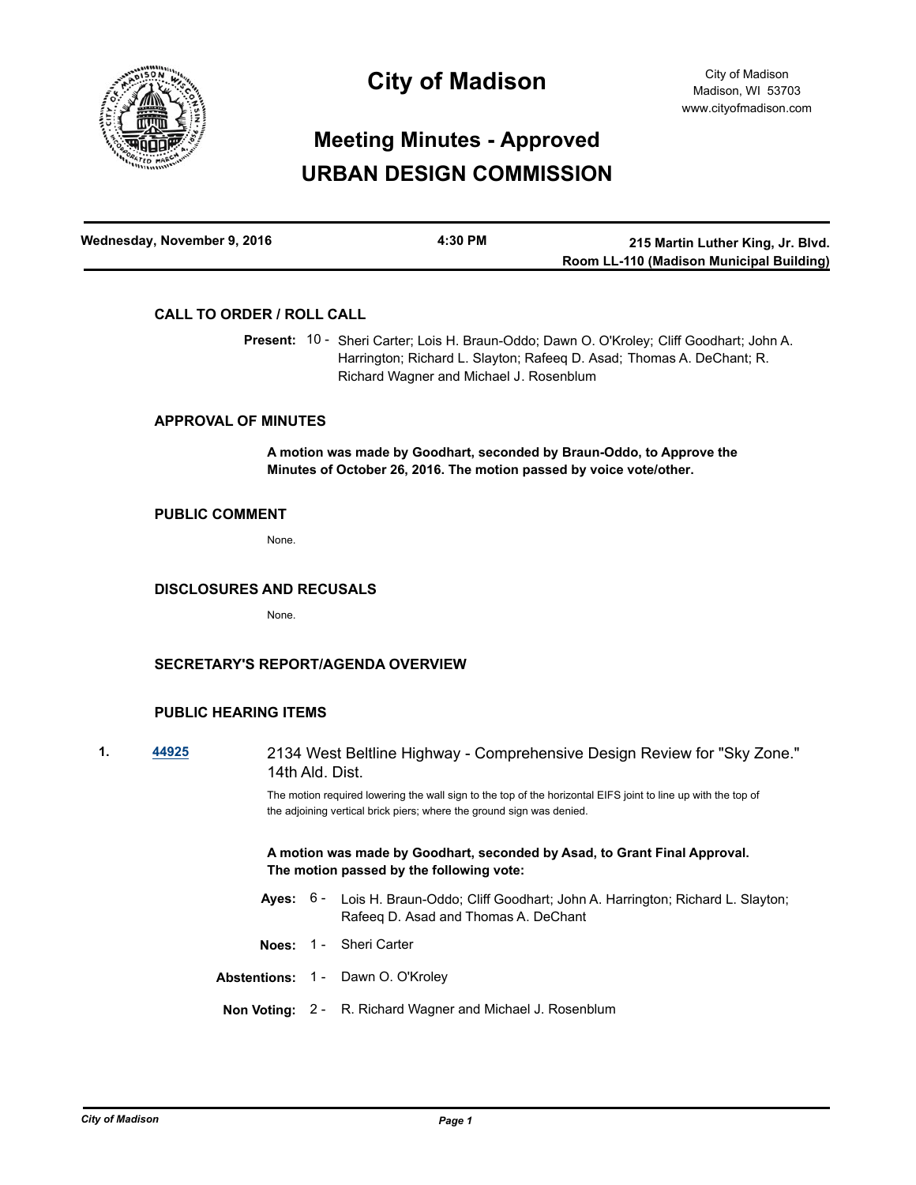# City of Madison

City of Madison
Madison, WI 53703
www.cityofmadison.com

## Meeting Minutes - Approved
## URBAN DESIGN COMMISSION

| Wednesday, November 9, 2016 | 4:30 PM | 215 Martin Luther King, Jr. Blvd. Room LL-110 (Madison Municipal Building) |
|---|---|---|

### CALL TO ORDER / ROLL CALL

**Present:** 10 - Sheri Carter; Lois H. Braun-Oddo; Dawn O. O'Kroley; Cliff Goodhart; John A. Harrington; Richard L. Slayton; Rafeeq D. Asad; Thomas A. DeChant; R. Richard Wagner and Michael J. Rosenblum

### APPROVAL OF MINUTES

**A motion was made by Goodhart, seconded by Braun-Oddo, to Approve the Minutes of October 26, 2016. The motion passed by voice vote/other.**

### PUBLIC COMMENT

None.

### DISCLOSURES AND RECUSALS

None.

### SECRETARY'S REPORT/AGENDA OVERVIEW

### PUBLIC HEARING ITEMS

**1.** **44925** 2134 West Beltline Highway - Comprehensive Design Review for "Sky Zone." 14th Ald. Dist.

The motion required lowering the wall sign to the top of the horizontal EIFS joint to line up with the top of the adjoining vertical brick piers; where the ground sign was denied.

**A motion was made by Goodhart, seconded by Asad, to Grant Final Approval. The motion passed by the following vote:**

**Ayes:** 6 - Lois H. Braun-Oddo; Cliff Goodhart; John A. Harrington; Richard L. Slayton; Rafeeq D. Asad and Thomas A. DeChant

**Noes:** 1 - Sheri Carter

**Abstentions:** 1 - Dawn O. O'Kroley

**Non Voting:** 2 - R. Richard Wagner and Michael J. Rosenblum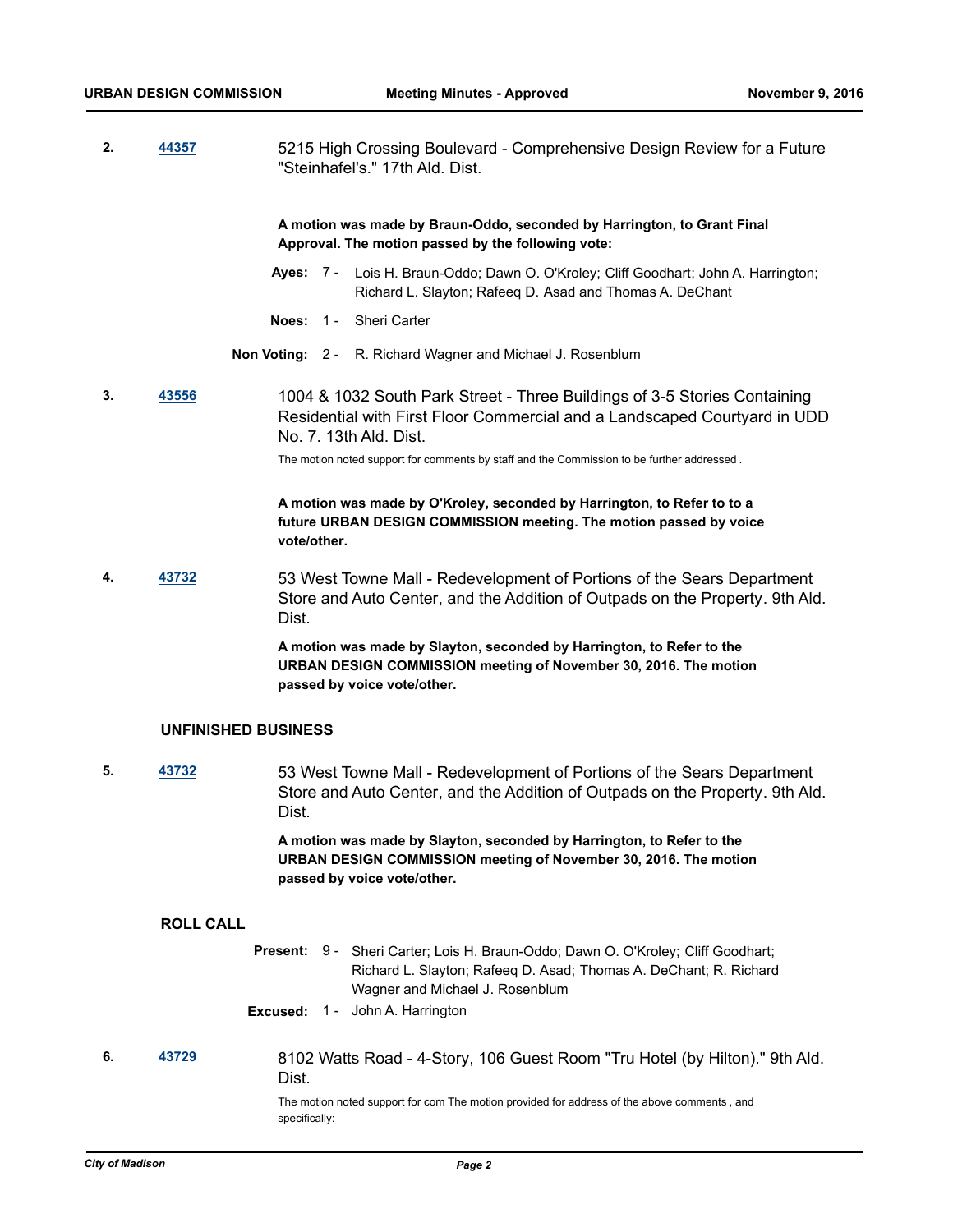**2.** **44357** 5215 High Crossing Boulevard - Comprehensive Design Review for a Future "Steinhafel's." 17th Ald. Dist.

**A motion was made by Braun-Oddo, seconded by Harrington, to Grant Final Approval. The motion passed by the following vote:**

**Ayes:** 7 - Lois H. Braun-Oddo; Dawn O. O'Kroley; Cliff Goodhart; John A. Harrington; Richard L. Slayton; Rafeeq D. Asad and Thomas A. DeChant

**Noes:** 1 - Sheri Carter

**Non Voting:** 2 - R. Richard Wagner and Michael J. Rosenblum

**3.** **43556** 1004 & 1032 South Park Street - Three Buildings of 3-5 Stories Containing Residential with First Floor Commercial and a Landscaped Courtyard in UDD No. 7. 13th Ald. Dist.

The motion noted support for comments by staff and the Commission to be further addressed .

**A motion was made by O'Kroley, seconded by Harrington, to Refer to to a future URBAN DESIGN COMMISSION meeting. The motion passed by voice vote/other.**

**4.** **43732** 53 West Towne Mall - Redevelopment of Portions of the Sears Department Store and Auto Center, and the Addition of Outpads on the Property. 9th Ald. Dist.

**A motion was made by Slayton, seconded by Harrington, to Refer to the URBAN DESIGN COMMISSION meeting of November 30, 2016. The motion passed by voice vote/other.**

## UNFINISHED BUSINESS

**5.** **43732** 53 West Towne Mall - Redevelopment of Portions of the Sears Department Store and Auto Center, and the Addition of Outpads on the Property. 9th Ald. Dist.

**A motion was made by Slayton, seconded by Harrington, to Refer to the URBAN DESIGN COMMISSION meeting of November 30, 2016. The motion passed by voice vote/other.**

## ROLL CALL

**Present:** 9 - Sheri Carter; Lois H. Braun-Oddo; Dawn O. O'Kroley; Cliff Goodhart; Richard L. Slayton; Rafeeq D. Asad; Thomas A. DeChant; R. Richard Wagner and Michael J. Rosenblum

**Excused:** 1 - John A. Harrington

**6.** **43729** 8102 Watts Road - 4-Story, 106 Guest Room "Tru Hotel (by Hilton)." 9th Ald. Dist.

The motion noted support for com The motion provided for address of the above comments , and specifically: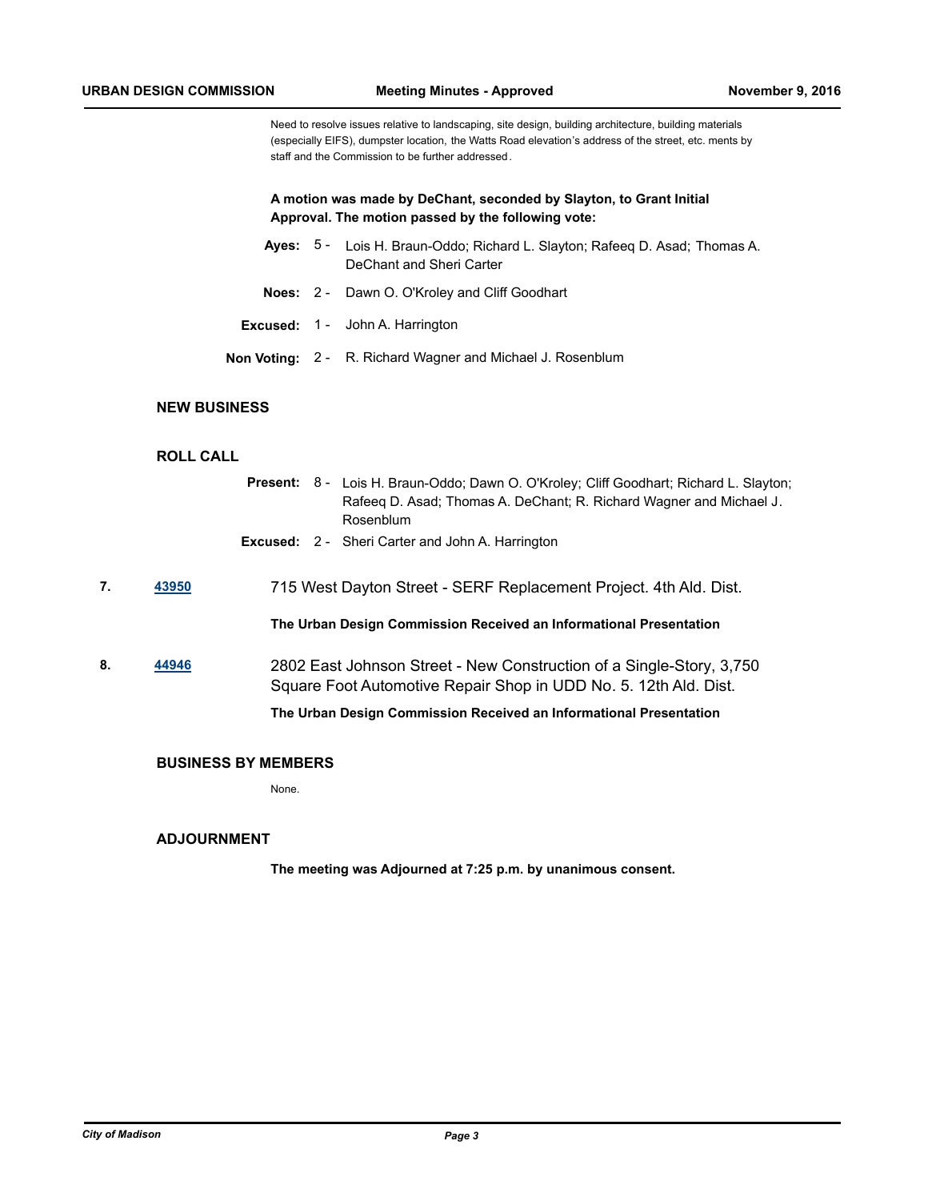Need to resolve issues relative to landscaping, site design, building architecture, building materials (especially EIFS), dumpster location, the Watts Road elevation's address of the street, etc. ments by staff and the Commission to be further addressed.

**A motion was made by DeChant, seconded by Slayton, to Grant Initial Approval. The motion passed by the following vote:**

**Ayes:** 5 - Lois H. Braun-Oddo; Richard L. Slayton; Rafeeq D. Asad; Thomas A. DeChant and Sheri Carter

**Noes:** 2 - Dawn O. O'Kroley and Cliff Goodhart

**Excused:** 1 - John A. Harrington

**Non Voting:** 2 - R. Richard Wagner and Michael J. Rosenblum

## NEW BUSINESS

## ROLL CALL

**Present:** 8 - Lois H. Braun-Oddo; Dawn O. O'Kroley; Cliff Goodhart; Richard L. Slayton; Rafeeq D. Asad; Thomas A. DeChant; R. Richard Wagner and Michael J. Rosenblum

**Excused:** 2 - Sheri Carter and John A. Harrington

**7.** **43950** 715 West Dayton Street - SERF Replacement Project. 4th Ald. Dist.

**The Urban Design Commission Received an Informational Presentation**

**8.** **44946** 2802 East Johnson Street - New Construction of a Single-Story, 3,750 Square Foot Automotive Repair Shop in UDD No. 5. 12th Ald. Dist.

**The Urban Design Commission Received an Informational Presentation**

## BUSINESS BY MEMBERS

None.

## ADJOURNMENT

**The meeting was Adjourned at 7:25 p.m. by unanimous consent.**